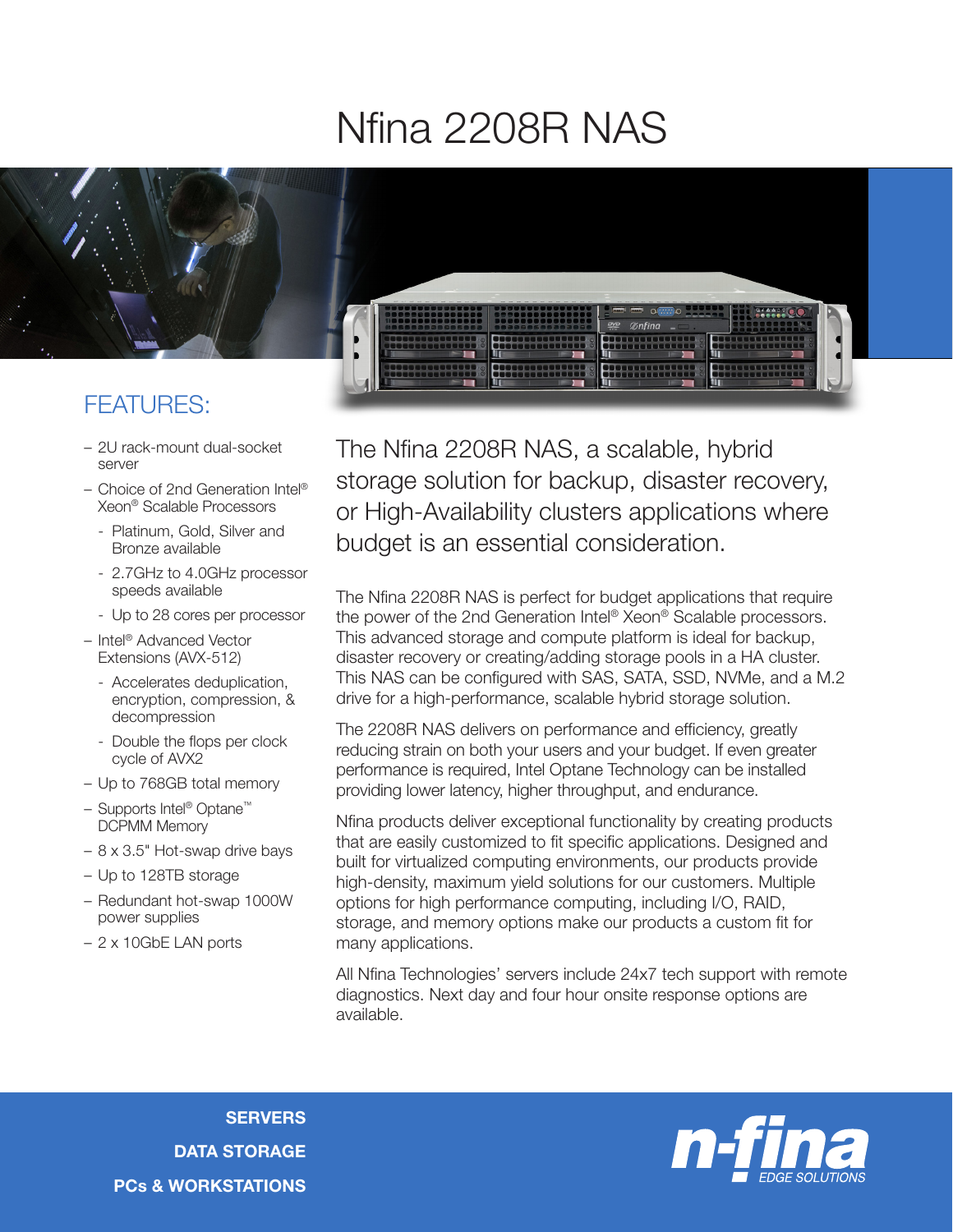# Nfina 2208R NAS

## FEATURES:

- 2U rack-mount dual-socket server
- Choice of 2nd Generation Intel® Xeon® Scalable Processors
  - Platinum, Gold, Silver and Bronze available
  - 2.7GHz to 4.0GHz processor speeds available
  - Up to 28 cores per processor
- Intel® Advanced Vector Extensions (AVX-512)
  - Accelerates deduplication, encryption, compression, & decompression
  - Double the flops per clock cycle of AVX2
- Up to 768GB total memory
- Supports Intel® Optane™ DCPMM Memory
- 8 x 3.5" Hot-swap drive bays
- Up to 128TB storage
- Redundant hot-swap 1000W power supplies
- 2 x 10GbE LAN ports

## The Nfina 2208R NAS, a scalable, hybrid storage solution for backup, disaster recovery, or High-Availability clusters applications where budget is an essential consideration.

The Nfina 2208R NAS is perfect for budget applications that require the power of the 2nd Generation Intel® Xeon® Scalable processors. This advanced storage and compute platform is ideal for backup, disaster recovery or creating/adding storage pools in a HA cluster. This NAS can be configured with SAS, SATA, SSD, NVMe, and a M.2 drive for a high-performance, scalable hybrid storage solution.

The 2208R NAS delivers on performance and efficiency, greatly reducing strain on both your users and your budget. If even greater performance is required, Intel Optane Technology can be installed providing lower latency, higher throughput, and endurance.

Nfina products deliver exceptional functionality by creating products that are easily customized to fit specific applications. Designed and built for virtualized computing environments, our products provide high-density, maximum yield solutions for our customers. Multiple options for high performance computing, including I/O, RAID, storage, and memory options make our products a custom fit for many applications.

All Nfina Technologies' servers include 24x7 tech support with remote diagnostics. Next day and four hour onsite response options are available.

**SERVERS**
**DATA STORAGE**
**PCs & WORKSTATIONS**

n-fina EDGE SOLUTIONS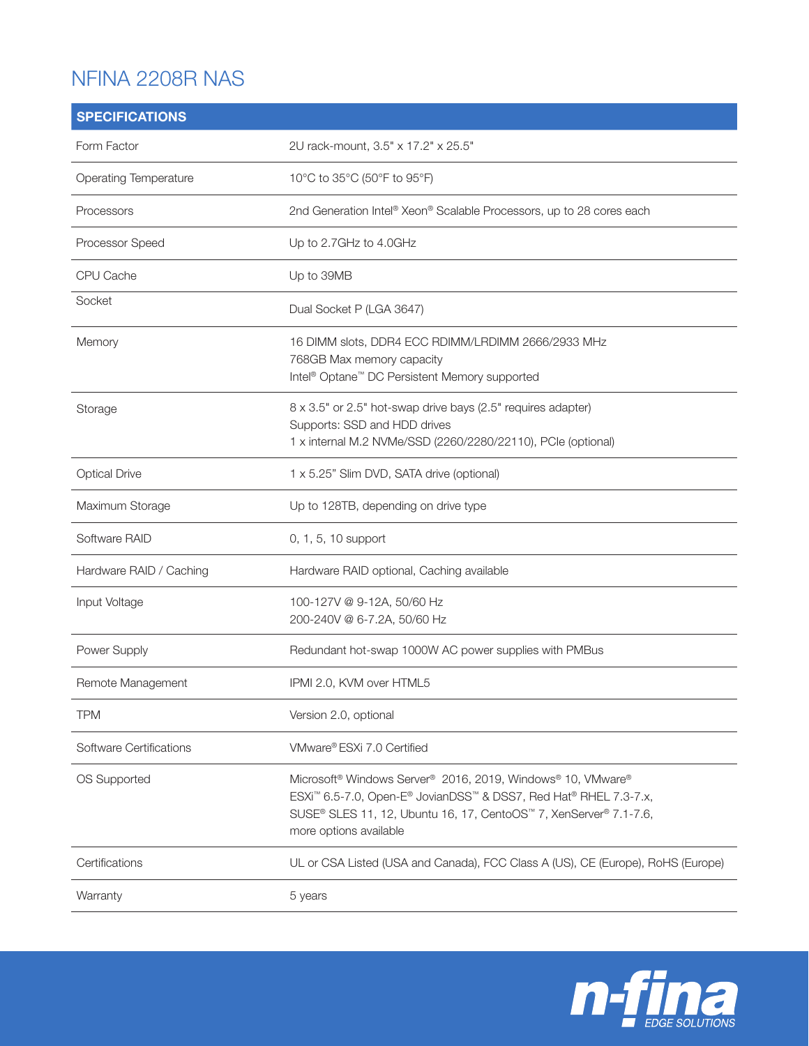# NFINA 2208R NAS

| SPECIFICATIONS | |
|---|---|
| Form Factor | 2U rack-mount, 3.5" x 17.2" x 25.5" |
| Operating Temperature | 10°C to 35°C (50°F to 95°F) |
| Processors | 2nd Generation Intel® Xeon® Scalable Processors, up to 28 cores each |
| Processor Speed | Up to 2.7GHz to 4.0GHz |
| CPU Cache | Up to 39MB |
| Socket | Dual Socket P (LGA 3647) |
| Memory | 16 DIMM slots, DDR4 ECC RDIMM/LRDIMM 2666/2933 MHz<br>768GB Max memory capacity<br>Intel® Optane™ DC Persistent Memory supported |
| Storage | 8 x 3.5" or 2.5" hot-swap drive bays (2.5" requires adapter)<br>Supports: SSD and HDD drives<br>1 x internal M.2 NVMe/SSD (2260/2280/22110), PCIe (optional) |
| Optical Drive | 1 x 5.25" Slim DVD, SATA drive (optional) |
| Maximum Storage | Up to 128TB, depending on drive type |
| Software RAID | 0, 1, 5, 10 support |
| Hardware RAID / Caching | Hardware RAID optional, Caching available |
| Input Voltage | 100-127V @ 9-12A, 50/60 Hz<br>200-240V @ 6-7.2A, 50/60 Hz |
| Power Supply | Redundant hot-swap 1000W AC power supplies with PMBus |
| Remote Management | IPMI 2.0, KVM over HTML5 |
| TPM | Version 2.0, optional |
| Software Certifications | VMware® ESXi 7.0 Certified |
| OS Supported | Microsoft® Windows Server® 2016, 2019, Windows® 10, VMware® ESXi™ 6.5-7.0, Open-E® JovianDSS™ & DSS7, Red Hat® RHEL 7.3-7.x, SUSE® SLES 11, 12, Ubuntu 16, 17, CentoOS™ 7, XenServer® 7.1-7.6, more options available |
| Certifications | UL or CSA Listed (USA and Canada), FCC Class A (US), CE (Europe), RoHS (Europe) |
| Warranty | 5 years |

n-fina EDGE SOLUTIONS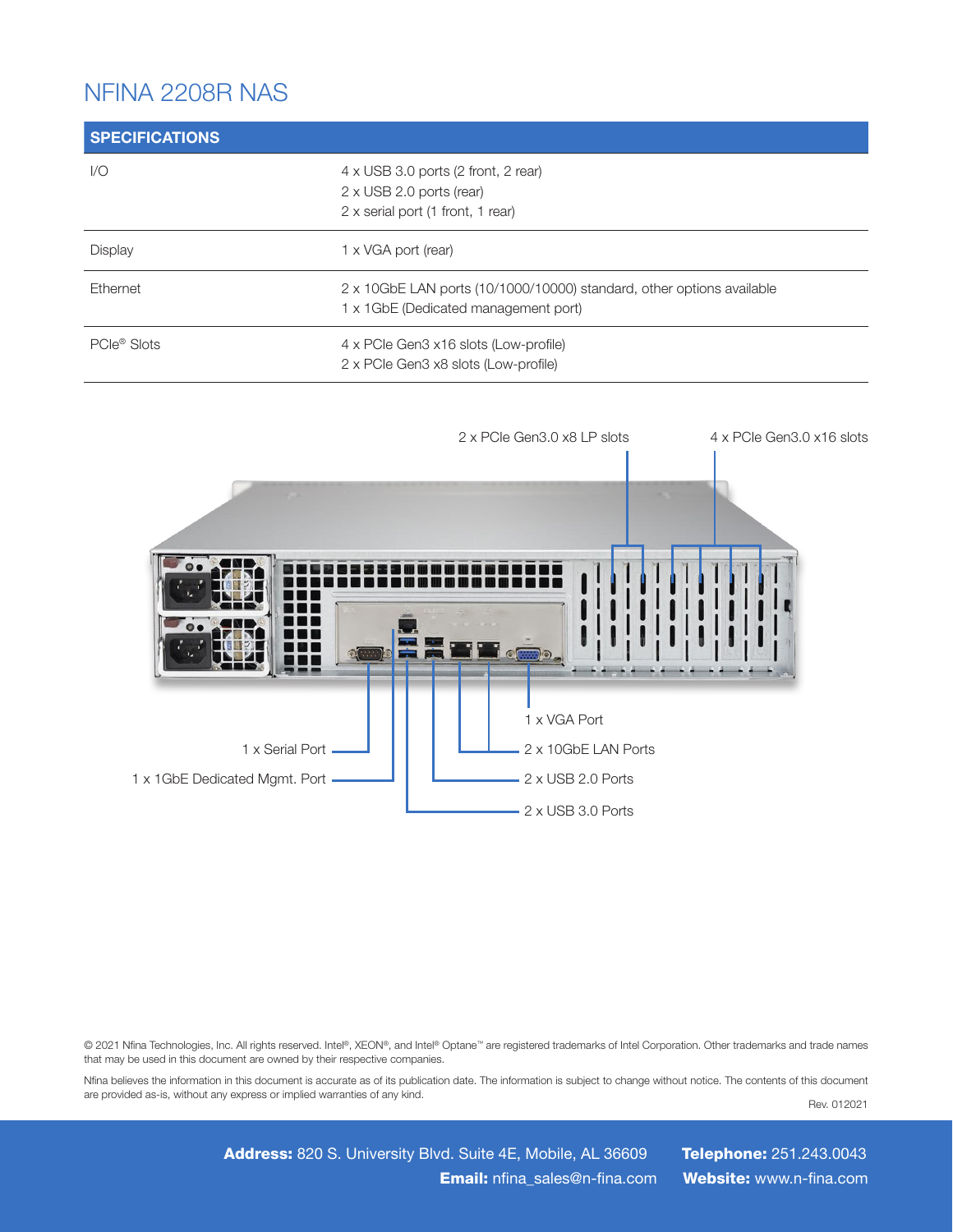# NFINA 2208R NAS

## SPECIFICATIONS

| | |
|---|---|
| I/O | 4 x USB 3.0 ports (2 front, 2 rear)<br>2 x USB 2.0 ports (rear)<br>2 x serial port (1 front, 1 rear) |
| Display | 1 x VGA port (rear) |
| Ethernet | 2 x 10GbE LAN ports (10/1000/10000) standard, other options available<br>1 x 1GbE (Dedicated management port) |
| PCIe® Slots | 4 x PCIe Gen3 x16 slots (Low-profile)<br>2 x PCIe Gen3 x8 slots (Low-profile) |

2 x PCIe Gen3.0 x8 LP slots

4 x PCIe Gen3.0 x16 slots

1 x Serial Port

1 x 1GbE Dedicated Mgmt. Port

1 x VGA Port

2 x 10GbE LAN Ports

2 x USB 2.0 Ports

2 x USB 3.0 Ports

© 2021 Nfina Technologies, Inc. All rights reserved. Intel®, XEON®, and Intel® Optane™ are registered trademarks of Intel Corporation. Other trademarks and trade names that may be used in this document are owned by their respective companies.

Nfina believes the information in this document is accurate as of its publication date. The information is subject to change without notice. The contents of this document are provided as-is, without any express or implied warranties of any kind.

Rev. 012021

**Address:** 820 S. University Blvd. Suite 4E, Mobile, AL 36609 **Telephone:** 251.243.0043

**Email:** nfina_sales@n-fina.com **Website:** www.n-fina.com